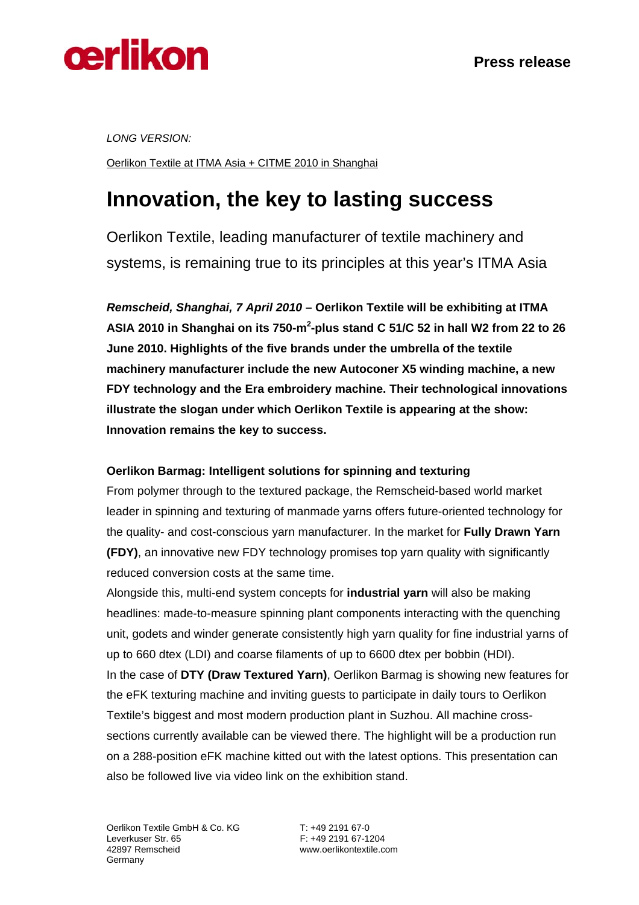**Press release**

*LONG VERSION:*

Oerlikon Textile at ITMA Asia + CITME 2010 in Shanghai

# Innovation, the key to lasting success

Oerlikon Textile, leading manufacturer of textile machinery and systems, is remaining true to its principles at this year's ITMA Asia

***Remscheid, Shanghai, 7 April 2010* – Oerlikon Textile will be exhibiting at ITMA ASIA 2010 in Shanghai on its 750-m$^2$-plus stand C 51/C 52 in hall W2 from 22 to 26 June 2010. Highlights of the five brands under the umbrella of the textile machinery manufacturer include the new Autoconer X5 winding machine, a new FDY technology and the Era embroidery machine. Their technological innovations illustrate the slogan under which Oerlikon Textile is appearing at the show: Innovation remains the key to success.**

**Oerlikon Barmag: Intelligent solutions for spinning and texturing**

From polymer through to the textured package, the Remscheid-based world market leader in spinning and texturing of manmade yarns offers future-oriented technology for the quality- and cost-conscious yarn manufacturer. In the market for **Fully Drawn Yarn (FDY)**, an innovative new FDY technology promises top yarn quality with significantly reduced conversion costs at the same time.

Alongside this, multi-end system concepts for **industrial yarn** will also be making headlines: made-to-measure spinning plant components interacting with the quenching unit, godets and winder generate consistently high yarn quality for fine industrial yarns of up to 660 dtex (LDI) and coarse filaments of up to 6600 dtex per bobbin (HDI).

In the case of **DTY (Draw Textured Yarn)**, Oerlikon Barmag is showing new features for the eFK texturing machine and inviting guests to participate in daily tours to Oerlikon Textile's biggest and most modern production plant in Suzhou. All machine cross-sections currently available can be viewed there. The highlight will be a production run on a 288-position eFK machine kitted out with the latest options. This presentation can also be followed live via video link on the exhibition stand.

Oerlikon Textile GmbH & Co. KG
Leverkuser Str. 65
42897 Remscheid
Germany

T: +49 2191 67-0
F: +49 2191 67-1204
www.oerlikontextile.com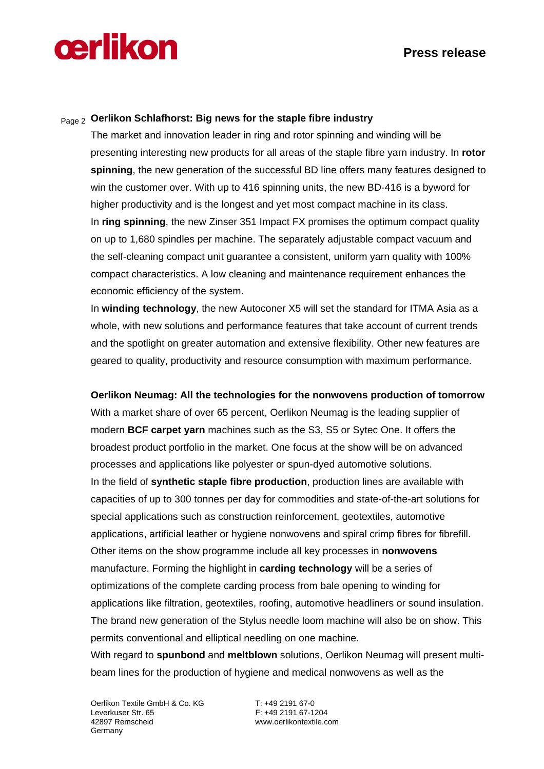**Oerlikon Schlafhorst: Big news for the staple fibre industry**

The market and innovation leader in ring and rotor spinning and winding will be presenting interesting new products for all areas of the staple fibre yarn industry. In **rotor spinning**, the new generation of the successful BD line offers many features designed to win the customer over. With up to 416 spinning units, the new BD-416 is a byword for higher productivity and is the longest and yet most compact machine in its class.

In **ring spinning**, the new Zinser 351 Impact FX promises the optimum compact quality on up to 1,680 spindles per machine. The separately adjustable compact vacuum and the self-cleaning compact unit guarantee a consistent, uniform yarn quality with 100% compact characteristics. A low cleaning and maintenance requirement enhances the economic efficiency of the system.

In **winding technology**, the new Autoconer X5 will set the standard for ITMA Asia as a whole, with new solutions and performance features that take account of current trends and the spotlight on greater automation and extensive flexibility. Other new features are geared to quality, productivity and resource consumption with maximum performance.

**Oerlikon Neumag: All the technologies for the nonwovens production of tomorrow**

With a market share of over 65 percent, Oerlikon Neumag is the leading supplier of modern **BCF carpet yarn** machines such as the S3, S5 or Sytec One. It offers the broadest product portfolio in the market. One focus at the show will be on advanced processes and applications like polyester or spun-dyed automotive solutions.

In the field of **synthetic staple fibre production**, production lines are available with capacities of up to 300 tonnes per day for commodities and state-of-the-art solutions for special applications such as construction reinforcement, geotextiles, automotive applications, artificial leather or hygiene nonwovens and spiral crimp fibres for fibrefill.

Other items on the show programme include all key processes in **nonwovens** manufacture. Forming the highlight in **carding technology** will be a series of optimizations of the complete carding process from bale opening to winding for applications like filtration, geotextiles, roofing, automotive headliners or sound insulation. The brand new generation of the Stylus needle loom machine will also be on show. This permits conventional and elliptical needling on one machine.

With regard to **spunbond** and **meltblown** solutions, Oerlikon Neumag will present multi-beam lines for the production of hygiene and medical nonwovens as well as the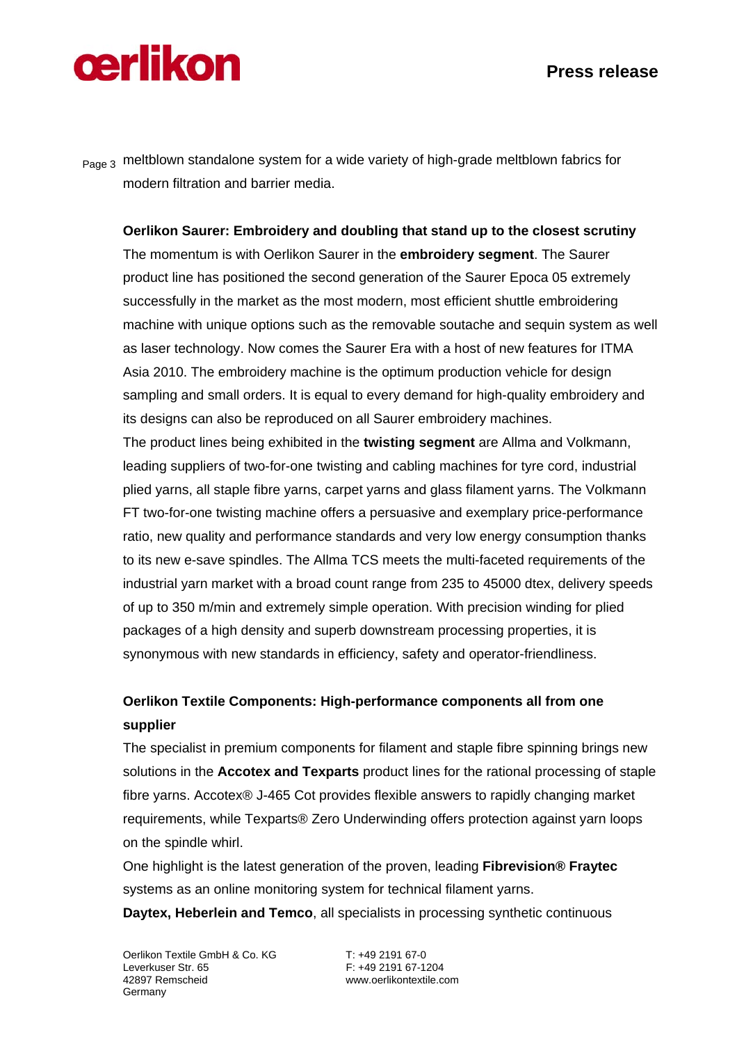meltblown standalone system for a wide variety of high-grade meltblown fabrics for modern filtration and barrier media.

**Oerlikon Saurer: Embroidery and doubling that stand up to the closest scrutiny**

The momentum is with Oerlikon Saurer in the **embroidery segment**. The Saurer product line has positioned the second generation of the Saurer Epoca 05 extremely successfully in the market as the most modern, most efficient shuttle embroidering machine with unique options such as the removable soutache and sequin system as well as laser technology. Now comes the Saurer Era with a host of new features for ITMA Asia 2010. The embroidery machine is the optimum production vehicle for design sampling and small orders. It is equal to every demand for high-quality embroidery and its designs can also be reproduced on all Saurer embroidery machines.

The product lines being exhibited in the **twisting segment** are Allma and Volkmann, leading suppliers of two-for-one twisting and cabling machines for tyre cord, industrial plied yarns, all staple fibre yarns, carpet yarns and glass filament yarns. The Volkmann FT two-for-one twisting machine offers a persuasive and exemplary price-performance ratio, new quality and performance standards and very low energy consumption thanks to its new e-save spindles. The Allma TCS meets the multi-faceted requirements of the industrial yarn market with a broad count range from 235 to 45000 dtex, delivery speeds of up to 350 m/min and extremely simple operation. With precision winding for plied packages of a high density and superb downstream processing properties, it is synonymous with new standards in efficiency, safety and operator-friendliness.

**Oerlikon Textile Components: High-performance components all from one supplier**

The specialist in premium components for filament and staple fibre spinning brings new solutions in the **Accotex and Texparts** product lines for the rational processing of staple fibre yarns. Accotex® J-465 Cot provides flexible answers to rapidly changing market requirements, while Texparts® Zero Underwinding offers protection against yarn loops on the spindle whirl.

One highlight is the latest generation of the proven, leading **Fibrevision® Fraytec** systems as an online monitoring system for technical filament yarns.

**Daytex, Heberlein and Temco**, all specialists in processing synthetic continuous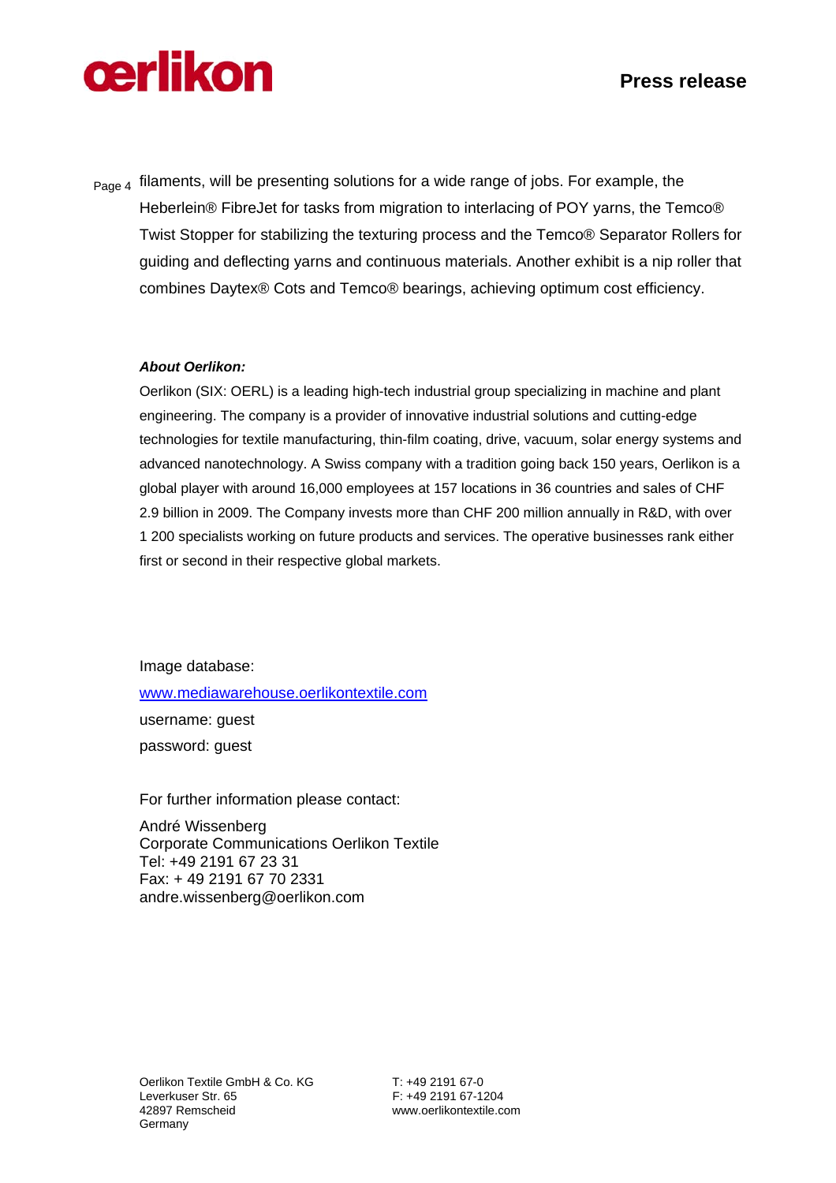filaments, will be presenting solutions for a wide range of jobs. For example, the Heberlein® FibreJet for tasks from migration to interlacing of POY yarns, the Temco® Twist Stopper for stabilizing the texturing process and the Temco® Separator Rollers for guiding and deflecting yarns and continuous materials. Another exhibit is a nip roller that combines Daytex® Cots and Temco® bearings, achieving optimum cost efficiency.

***About Oerlikon:***

Oerlikon (SIX: OERL) is a leading high-tech industrial group specializing in machine and plant engineering. The company is a provider of innovative industrial solutions and cutting-edge technologies for textile manufacturing, thin-film coating, drive, vacuum, solar energy systems and advanced nanotechnology. A Swiss company with a tradition going back 150 years, Oerlikon is a global player with around 16,000 employees at 157 locations in 36 countries and sales of CHF 2.9 billion in 2009. The Company invests more than CHF 200 million annually in R&D, with over 1 200 specialists working on future products and services. The operative businesses rank either first or second in their respective global markets.

Image database:
www.mediawarehouse.oerlikontextile.com
username: guest
password: guest

For further information please contact:

André Wissenberg
Corporate Communications Oerlikon Textile
Tel: +49 2191 67 23 31
Fax: + 49 2191 67 70 2331
andre.wissenberg@oerlikon.com

Oerlikon Textile GmbH & Co. KG
Leverkuser Str. 65
42897 Remscheid
Germany

T: +49 2191 67-0
F: +49 2191 67-1204
www.oerlikontextile.com